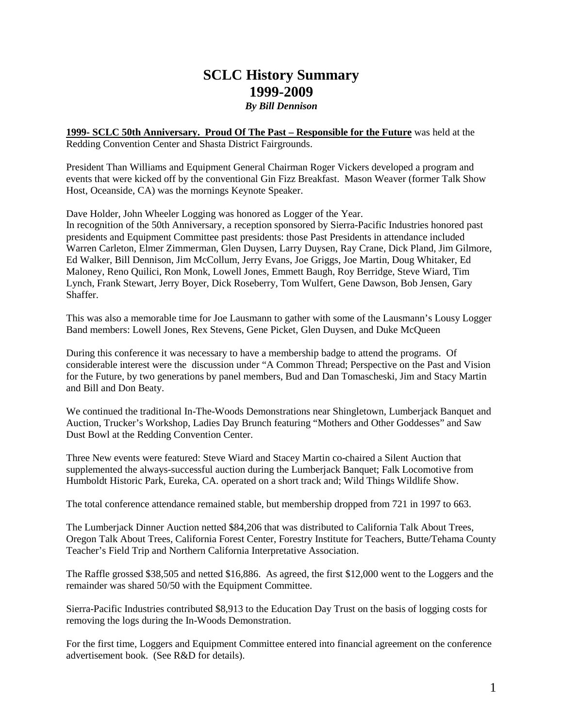# SCLC History Summary
# 1999-2009
### *By Bill Dennison*

**1999- SCLC 50th Anniversary. Proud Of The Past – Responsible for the Future** was held at the Redding Convention Center and Shasta District Fairgrounds.

President Than Williams and Equipment General Chairman Roger Vickers developed a program and events that were kicked off by the conventional Gin Fizz Breakfast. Mason Weaver (former Talk Show Host, Oceanside, CA) was the mornings Keynote Speaker.

Dave Holder, John Wheeler Logging was honored as Logger of the Year.
In recognition of the 50th Anniversary, a reception sponsored by Sierra-Pacific Industries honored past presidents and Equipment Committee past presidents: those Past Presidents in attendance included Warren Carleton, Elmer Zimmerman, Glen Duysen, Larry Duysen, Ray Crane, Dick Pland, Jim Gilmore, Ed Walker, Bill Dennison, Jim McCollum, Jerry Evans, Joe Griggs, Joe Martin, Doug Whitaker, Ed Maloney, Reno Quilici, Ron Monk, Lowell Jones, Emmett Baugh, Roy Berridge, Steve Wiard, Tim Lynch, Frank Stewart, Jerry Boyer, Dick Roseberry, Tom Wulfert, Gene Dawson, Bob Jensen, Gary Shaffer.

This was also a memorable time for Joe Lausmann to gather with some of the Lausmann's Lousy Logger Band members: Lowell Jones, Rex Stevens, Gene Picket, Glen Duysen, and Duke McQueen

During this conference it was necessary to have a membership badge to attend the programs. Of considerable interest were the discussion under "A Common Thread; Perspective on the Past and Vision for the Future, by two generations by panel members, Bud and Dan Tomascheski, Jim and Stacy Martin and Bill and Don Beaty.

We continued the traditional In-The-Woods Demonstrations near Shingletown, Lumberjack Banquet and Auction, Trucker's Workshop, Ladies Day Brunch featuring "Mothers and Other Goddesses" and Saw Dust Bowl at the Redding Convention Center.

Three New events were featured: Steve Wiard and Stacey Martin co-chaired a Silent Auction that supplemented the always-successful auction during the Lumberjack Banquet; Falk Locomotive from Humboldt Historic Park, Eureka, CA. operated on a short track and; Wild Things Wildlife Show.

The total conference attendance remained stable, but membership dropped from 721 in 1997 to 663.

The Lumberjack Dinner Auction netted $84,206 that was distributed to California Talk About Trees, Oregon Talk About Trees, California Forest Center, Forestry Institute for Teachers, Butte/Tehama County Teacher's Field Trip and Northern California Interpretative Association.

The Raffle grossed $38,505 and netted $16,886. As agreed, the first $12,000 went to the Loggers and the remainder was shared 50/50 with the Equipment Committee.

Sierra-Pacific Industries contributed $8,913 to the Education Day Trust on the basis of logging costs for removing the logs during the In-Woods Demonstration.

For the first time, Loggers and Equipment Committee entered into financial agreement on the conference advertisement book. (See R&D for details).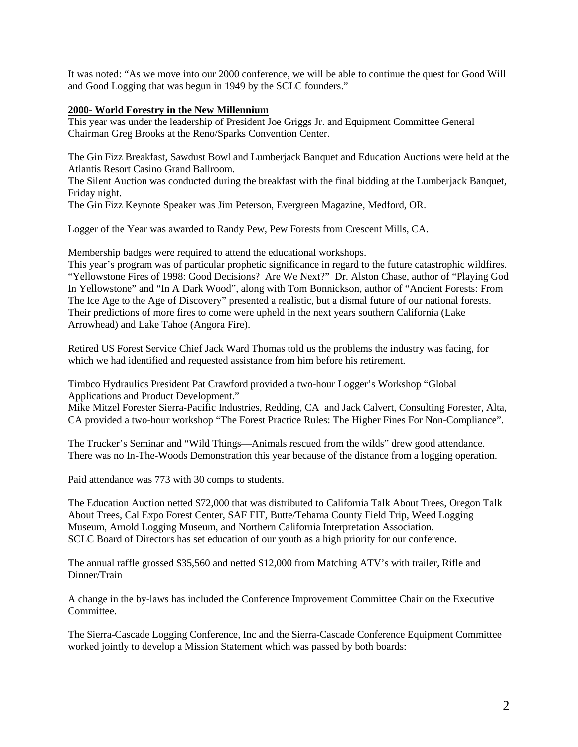It was noted: "As we move into our 2000 conference, we will be able to continue the quest for Good Will and Good Logging that was begun in 1949 by the SCLC founders."

## **2000- World Forestry in the New Millennium**

This year was under the leadership of President Joe Griggs Jr. and Equipment Committee General Chairman Greg Brooks at the Reno/Sparks Convention Center.

The Gin Fizz Breakfast, Sawdust Bowl and Lumberjack Banquet and Education Auctions were held at the Atlantis Resort Casino Grand Ballroom.
The Silent Auction was conducted during the breakfast with the final bidding at the Lumberjack Banquet, Friday night.
The Gin Fizz Keynote Speaker was Jim Peterson, Evergreen Magazine, Medford, OR.

Logger of the Year was awarded to Randy Pew, Pew Forests from Crescent Mills, CA.

Membership badges were required to attend the educational workshops.
This year's program was of particular prophetic significance in regard to the future catastrophic wildfires. "Yellowstone Fires of 1998: Good Decisions? Are We Next?" Dr. Alston Chase, author of "Playing God In Yellowstone" and "In A Dark Wood", along with Tom Bonnickson, author of "Ancient Forests: From The Ice Age to the Age of Discovery" presented a realistic, but a dismal future of our national forests. Their predictions of more fires to come were upheld in the next years southern California (Lake Arrowhead) and Lake Tahoe (Angora Fire).

Retired US Forest Service Chief Jack Ward Thomas told us the problems the industry was facing, for which we had identified and requested assistance from him before his retirement.

Timbco Hydraulics President Pat Crawford provided a two-hour Logger's Workshop "Global Applications and Product Development."
Mike Mitzel Forester Sierra-Pacific Industries, Redding, CA and Jack Calvert, Consulting Forester, Alta, CA provided a two-hour workshop "The Forest Practice Rules: The Higher Fines For Non-Compliance".

The Trucker's Seminar and "Wild Things—Animals rescued from the wilds" drew good attendance. There was no In-The-Woods Demonstration this year because of the distance from a logging operation.

Paid attendance was 773 with 30 comps to students.

The Education Auction netted $72,000 that was distributed to California Talk About Trees, Oregon Talk About Trees, Cal Expo Forest Center, SAF FIT, Butte/Tehama County Field Trip, Weed Logging Museum, Arnold Logging Museum, and Northern California Interpretation Association.
SCLC Board of Directors has set education of our youth as a high priority for our conference.

The annual raffle grossed $35,560 and netted $12,000 from Matching ATV's with trailer, Rifle and Dinner/Train

A change in the by-laws has included the Conference Improvement Committee Chair on the Executive Committee.

The Sierra-Cascade Logging Conference, Inc and the Sierra-Cascade Conference Equipment Committee worked jointly to develop a Mission Statement which was passed by both boards: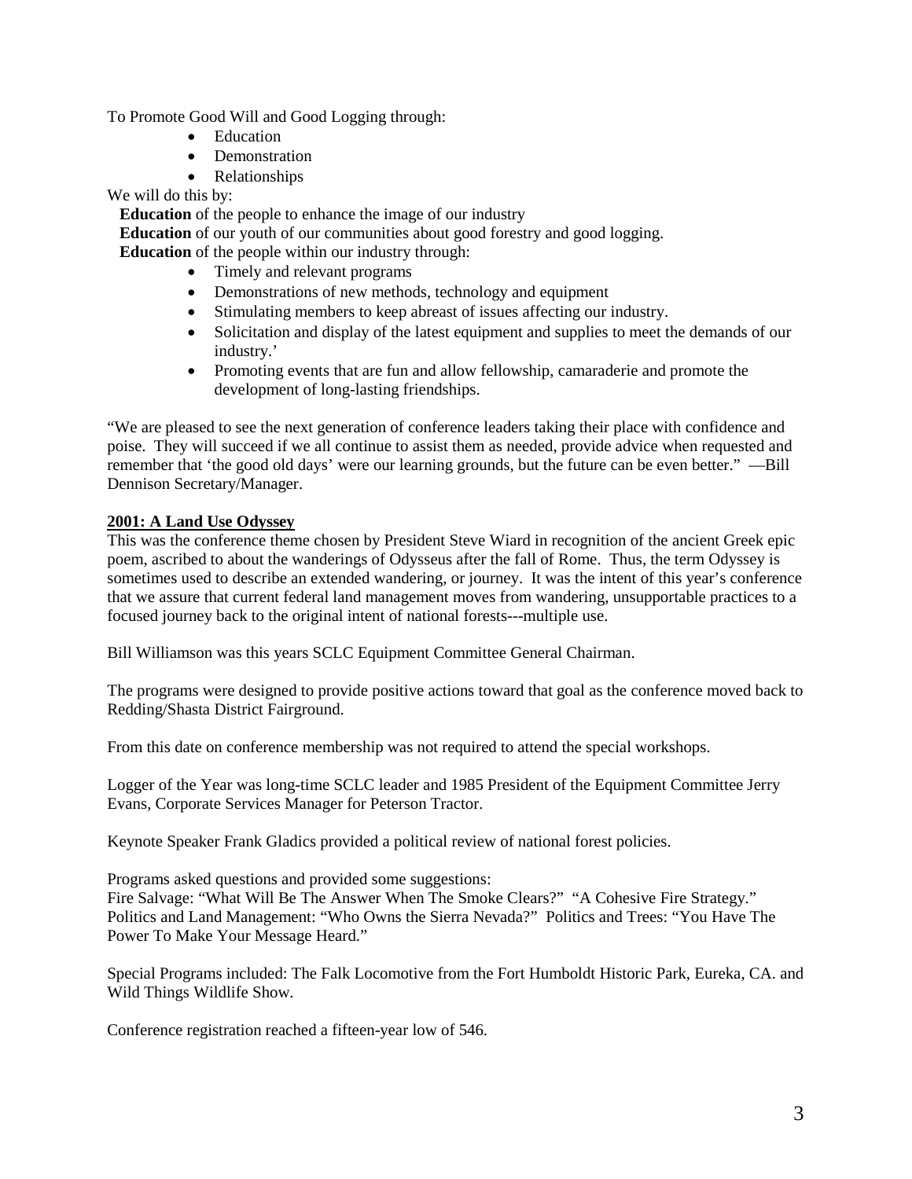To Promote Good Will and Good Logging through:

- Education
- Demonstration
- Relationships

We will do this by:

**Education** of the people to enhance the image of our industry
**Education** of our youth of our communities about good forestry and good logging.
**Education** of the people within our industry through:

- Timely and relevant programs
- Demonstrations of new methods, technology and equipment
- Stimulating members to keep abreast of issues affecting our industry.
- Solicitation and display of the latest equipment and supplies to meet the demands of our industry.'
- Promoting events that are fun and allow fellowship, camaraderie and promote the development of long-lasting friendships.

"We are pleased to see the next generation of conference leaders taking their place with confidence and poise. They will succeed if we all continue to assist them as needed, provide advice when requested and remember that 'the good old days' were our learning grounds, but the future can be even better." —Bill Dennison Secretary/Manager.

**2001: A Land Use Odyssey**

This was the conference theme chosen by President Steve Wiard in recognition of the ancient Greek epic poem, ascribed to about the wanderings of Odysseus after the fall of Rome. Thus, the term Odyssey is sometimes used to describe an extended wandering, or journey. It was the intent of this year's conference that we assure that current federal land management moves from wandering, unsupportable practices to a focused journey back to the original intent of national forests---multiple use.

Bill Williamson was this years SCLC Equipment Committee General Chairman.

The programs were designed to provide positive actions toward that goal as the conference moved back to Redding/Shasta District Fairground.

From this date on conference membership was not required to attend the special workshops.

Logger of the Year was long-time SCLC leader and 1985 President of the Equipment Committee Jerry Evans, Corporate Services Manager for Peterson Tractor.

Keynote Speaker Frank Gladics provided a political review of national forest policies.

Programs asked questions and provided some suggestions:
Fire Salvage: "What Will Be The Answer When The Smoke Clears?" "A Cohesive Fire Strategy." Politics and Land Management: "Who Owns the Sierra Nevada?" Politics and Trees: "You Have The Power To Make Your Message Heard."

Special Programs included: The Falk Locomotive from the Fort Humboldt Historic Park, Eureka, CA. and Wild Things Wildlife Show.

Conference registration reached a fifteen-year low of 546.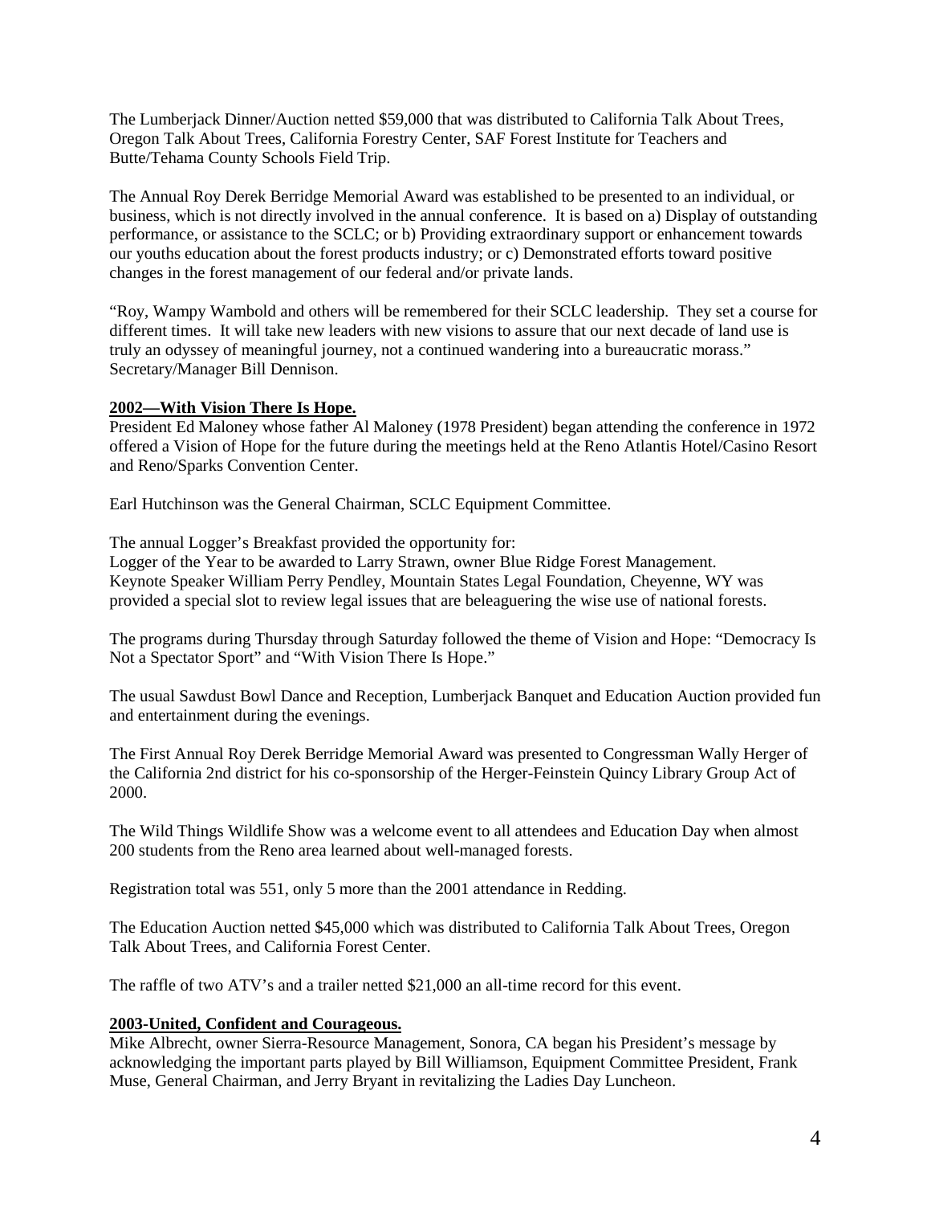The Lumberjack Dinner/Auction netted $59,000 that was distributed to California Talk About Trees, Oregon Talk About Trees, California Forestry Center, SAF Forest Institute for Teachers and Butte/Tehama County Schools Field Trip.

The Annual Roy Derek Berridge Memorial Award was established to be presented to an individual, or business, which is not directly involved in the annual conference. It is based on a) Display of outstanding performance, or assistance to the SCLC; or b) Providing extraordinary support or enhancement towards our youths education about the forest products industry; or c) Demonstrated efforts toward positive changes in the forest management of our federal and/or private lands.

"Roy, Wampy Wambold and others will be remembered for their SCLC leadership. They set a course for different times. It will take new leaders with new visions to assure that our next decade of land use is truly an odyssey of meaningful journey, not a continued wandering into a bureaucratic morass." Secretary/Manager Bill Dennison.

**2002—With Vision There Is Hope.**

President Ed Maloney whose father Al Maloney (1978 President) began attending the conference in 1972 offered a Vision of Hope for the future during the meetings held at the Reno Atlantis Hotel/Casino Resort and Reno/Sparks Convention Center.

Earl Hutchinson was the General Chairman, SCLC Equipment Committee.

The annual Logger's Breakfast provided the opportunity for:
Logger of the Year to be awarded to Larry Strawn, owner Blue Ridge Forest Management.
Keynote Speaker William Perry Pendley, Mountain States Legal Foundation, Cheyenne, WY was provided a special slot to review legal issues that are beleaguering the wise use of national forests.

The programs during Thursday through Saturday followed the theme of Vision and Hope: "Democracy Is Not a Spectator Sport" and "With Vision There Is Hope."

The usual Sawdust Bowl Dance and Reception, Lumberjack Banquet and Education Auction provided fun and entertainment during the evenings.

The First Annual Roy Derek Berridge Memorial Award was presented to Congressman Wally Herger of the California 2nd district for his co-sponsorship of the Herger-Feinstein Quincy Library Group Act of 2000.

The Wild Things Wildlife Show was a welcome event to all attendees and Education Day when almost 200 students from the Reno area learned about well-managed forests.

Registration total was 551, only 5 more than the 2001 attendance in Redding.

The Education Auction netted $45,000 which was distributed to California Talk About Trees, Oregon Talk About Trees, and California Forest Center.

The raffle of two ATV's and a trailer netted $21,000 an all-time record for this event.

**2003-United, Confident and Courageous.**

Mike Albrecht, owner Sierra-Resource Management, Sonora, CA began his President's message by acknowledging the important parts played by Bill Williamson, Equipment Committee President, Frank Muse, General Chairman, and Jerry Bryant in revitalizing the Ladies Day Luncheon.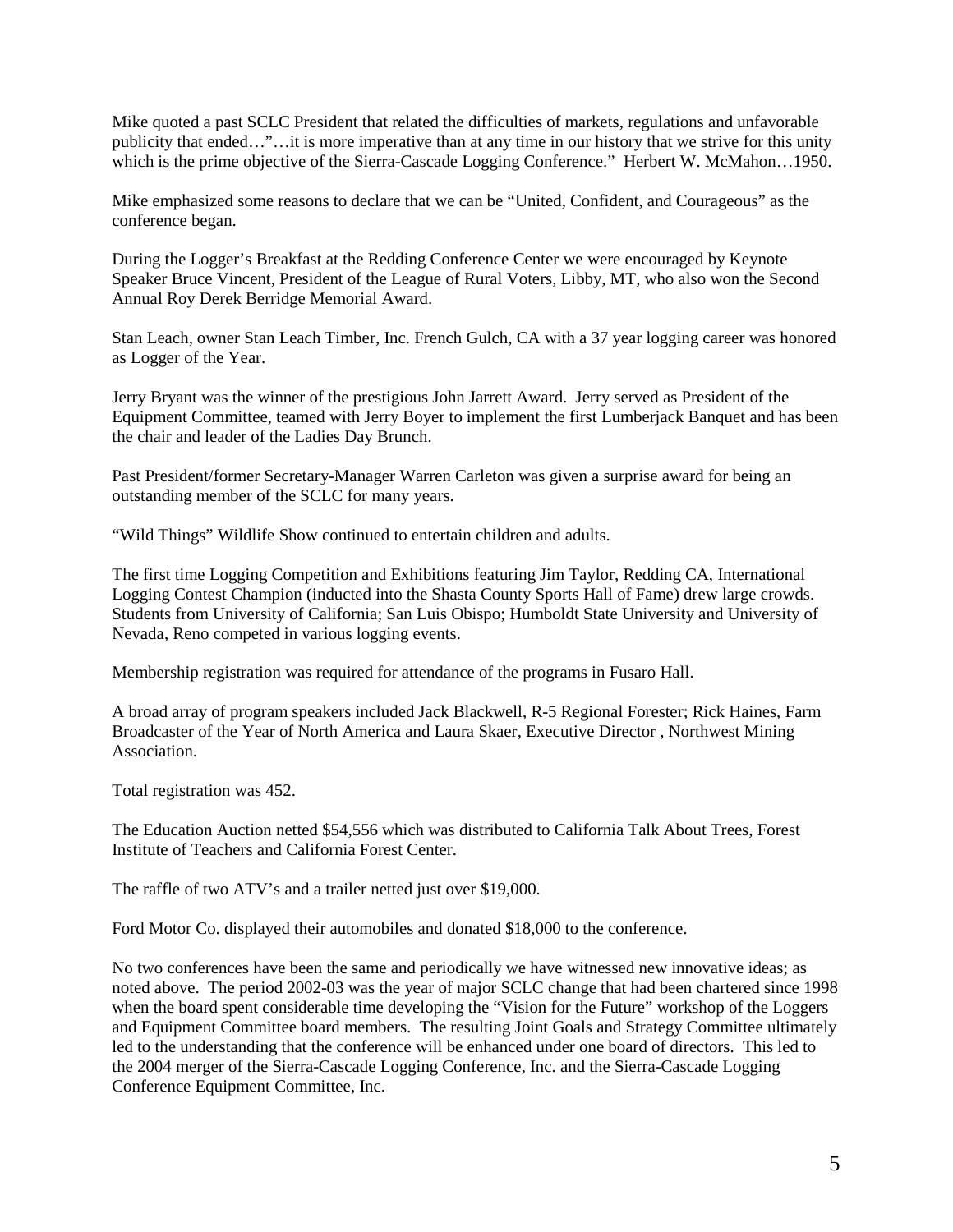Mike quoted a past SCLC President that related the difficulties of markets, regulations and unfavorable publicity that ended…"…it is more imperative than at any time in our history that we strive for this unity which is the prime objective of the Sierra-Cascade Logging Conference." Herbert W. McMahon…1950.

Mike emphasized some reasons to declare that we can be "United, Confident, and Courageous" as the conference began.

During the Logger's Breakfast at the Redding Conference Center we were encouraged by Keynote Speaker Bruce Vincent, President of the League of Rural Voters, Libby, MT, who also won the Second Annual Roy Derek Berridge Memorial Award.

Stan Leach, owner Stan Leach Timber, Inc. French Gulch, CA with a 37 year logging career was honored as Logger of the Year.

Jerry Bryant was the winner of the prestigious John Jarrett Award. Jerry served as President of the Equipment Committee, teamed with Jerry Boyer to implement the first Lumberjack Banquet and has been the chair and leader of the Ladies Day Brunch.

Past President/former Secretary-Manager Warren Carleton was given a surprise award for being an outstanding member of the SCLC for many years.

"Wild Things" Wildlife Show continued to entertain children and adults.

The first time Logging Competition and Exhibitions featuring Jim Taylor, Redding CA, International Logging Contest Champion (inducted into the Shasta County Sports Hall of Fame) drew large crowds. Students from University of California; San Luis Obispo; Humboldt State University and University of Nevada, Reno competed in various logging events.

Membership registration was required for attendance of the programs in Fusaro Hall.

A broad array of program speakers included Jack Blackwell, R-5 Regional Forester; Rick Haines, Farm Broadcaster of the Year of North America and Laura Skaer, Executive Director , Northwest Mining Association.

Total registration was 452.

The Education Auction netted $54,556 which was distributed to California Talk About Trees, Forest Institute of Teachers and California Forest Center.

The raffle of two ATV's and a trailer netted just over $19,000.

Ford Motor Co. displayed their automobiles and donated $18,000 to the conference.

No two conferences have been the same and periodically we have witnessed new innovative ideas; as noted above. The period 2002-03 was the year of major SCLC change that had been chartered since 1998 when the board spent considerable time developing the "Vision for the Future" workshop of the Loggers and Equipment Committee board members. The resulting Joint Goals and Strategy Committee ultimately led to the understanding that the conference will be enhanced under one board of directors. This led to the 2004 merger of the Sierra-Cascade Logging Conference, Inc. and the Sierra-Cascade Logging Conference Equipment Committee, Inc.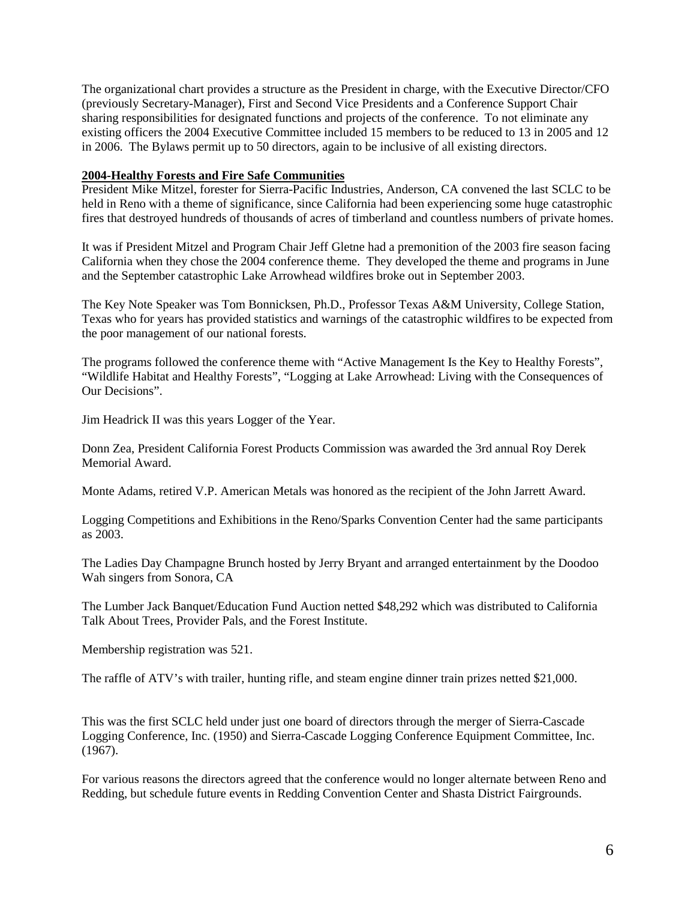The organizational chart provides a structure as the President in charge, with the Executive Director/CFO (previously Secretary-Manager), First and Second Vice Presidents and a Conference Support Chair sharing responsibilities for designated functions and projects of the conference. To not eliminate any existing officers the 2004 Executive Committee included 15 members to be reduced to 13 in 2005 and 12 in 2006. The Bylaws permit up to 50 directors, again to be inclusive of all existing directors.

**2004-Healthy Forests and Fire Safe Communities**

President Mike Mitzel, forester for Sierra-Pacific Industries, Anderson, CA convened the last SCLC to be held in Reno with a theme of significance, since California had been experiencing some huge catastrophic fires that destroyed hundreds of thousands of acres of timberland and countless numbers of private homes.

It was if President Mitzel and Program Chair Jeff Gletne had a premonition of the 2003 fire season facing California when they chose the 2004 conference theme. They developed the theme and programs in June and the September catastrophic Lake Arrowhead wildfires broke out in September 2003.

The Key Note Speaker was Tom Bonnicksen, Ph.D., Professor Texas A&M University, College Station, Texas who for years has provided statistics and warnings of the catastrophic wildfires to be expected from the poor management of our national forests.

The programs followed the conference theme with "Active Management Is the Key to Healthy Forests", "Wildlife Habitat and Healthy Forests", "Logging at Lake Arrowhead: Living with the Consequences of Our Decisions".

Jim Headrick II was this years Logger of the Year.

Donn Zea, President California Forest Products Commission was awarded the 3rd annual Roy Derek Memorial Award.

Monte Adams, retired V.P. American Metals was honored as the recipient of the John Jarrett Award.

Logging Competitions and Exhibitions in the Reno/Sparks Convention Center had the same participants as 2003.

The Ladies Day Champagne Brunch hosted by Jerry Bryant and arranged entertainment by the Doodoo Wah singers from Sonora, CA

The Lumber Jack Banquet/Education Fund Auction netted $48,292 which was distributed to California Talk About Trees, Provider Pals, and the Forest Institute.

Membership registration was 521.

The raffle of ATV's with trailer, hunting rifle, and steam engine dinner train prizes netted $21,000.

This was the first SCLC held under just one board of directors through the merger of Sierra-Cascade Logging Conference, Inc. (1950) and Sierra-Cascade Logging Conference Equipment Committee, Inc. (1967).

For various reasons the directors agreed that the conference would no longer alternate between Reno and Redding, but schedule future events in Redding Convention Center and Shasta District Fairgrounds.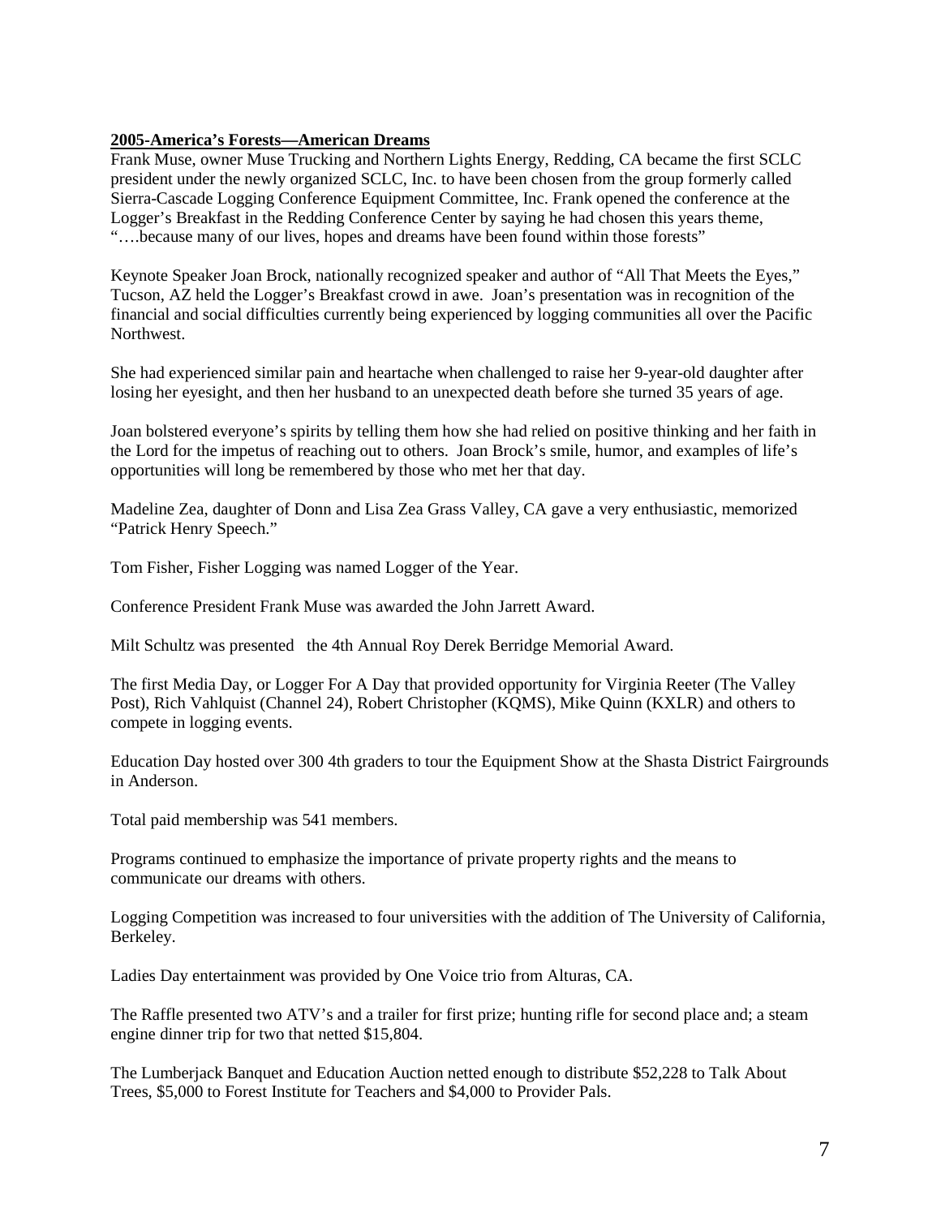**2005-America's Forests—American Dreams**

Frank Muse, owner Muse Trucking and Northern Lights Energy, Redding, CA became the first SCLC president under the newly organized SCLC, Inc. to have been chosen from the group formerly called Sierra-Cascade Logging Conference Equipment Committee, Inc. Frank opened the conference at the Logger's Breakfast in the Redding Conference Center by saying he had chosen this years theme, "….because many of our lives, hopes and dreams have been found within those forests"

Keynote Speaker Joan Brock, nationally recognized speaker and author of "All That Meets the Eyes," Tucson, AZ held the Logger's Breakfast crowd in awe. Joan's presentation was in recognition of the financial and social difficulties currently being experienced by logging communities all over the Pacific Northwest.

She had experienced similar pain and heartache when challenged to raise her 9-year-old daughter after losing her eyesight, and then her husband to an unexpected death before she turned 35 years of age.

Joan bolstered everyone's spirits by telling them how she had relied on positive thinking and her faith in the Lord for the impetus of reaching out to others. Joan Brock's smile, humor, and examples of life's opportunities will long be remembered by those who met her that day.

Madeline Zea, daughter of Donn and Lisa Zea Grass Valley, CA gave a very enthusiastic, memorized "Patrick Henry Speech."

Tom Fisher, Fisher Logging was named Logger of the Year.

Conference President Frank Muse was awarded the John Jarrett Award.

Milt Schultz was presented the 4th Annual Roy Derek Berridge Memorial Award.

The first Media Day, or Logger For A Day that provided opportunity for Virginia Reeter (The Valley Post), Rich Vahlquist (Channel 24), Robert Christopher (KQMS), Mike Quinn (KXLR) and others to compete in logging events.

Education Day hosted over 300 4th graders to tour the Equipment Show at the Shasta District Fairgrounds in Anderson.

Total paid membership was 541 members.

Programs continued to emphasize the importance of private property rights and the means to communicate our dreams with others.

Logging Competition was increased to four universities with the addition of The University of California, Berkeley.

Ladies Day entertainment was provided by One Voice trio from Alturas, CA.

The Raffle presented two ATV's and a trailer for first prize; hunting rifle for second place and; a steam engine dinner trip for two that netted $15,804.

The Lumberjack Banquet and Education Auction netted enough to distribute $52,228 to Talk About Trees, $5,000 to Forest Institute for Teachers and $4,000 to Provider Pals.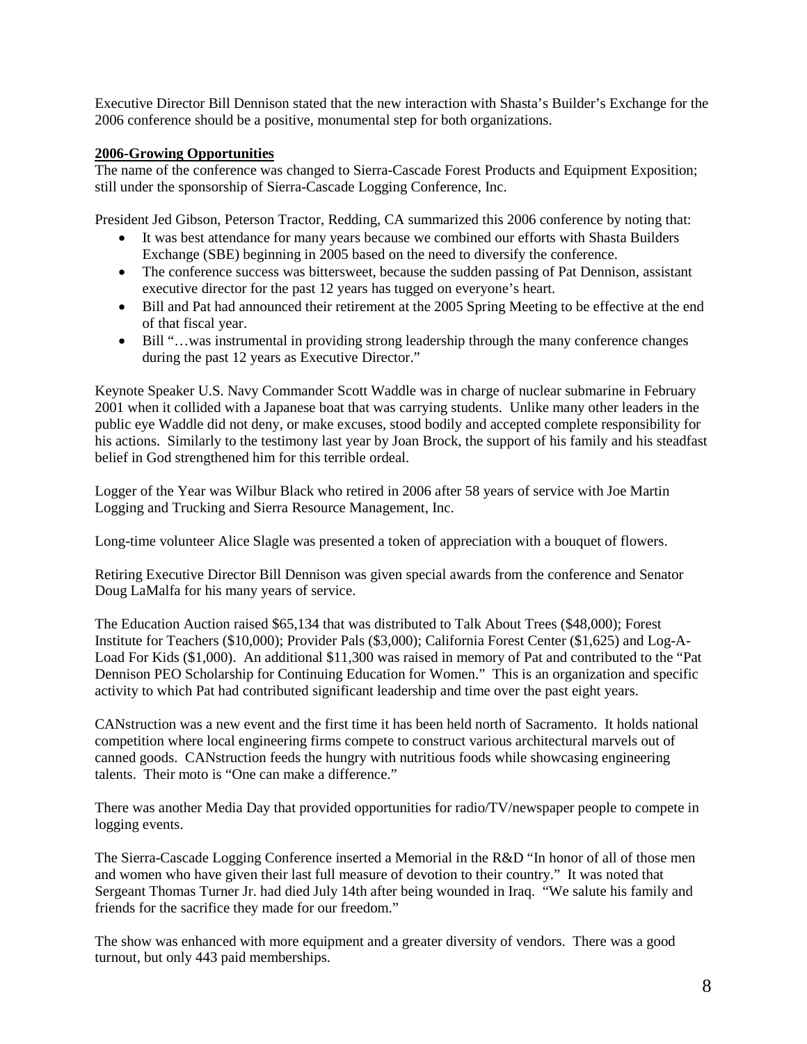Executive Director Bill Dennison stated that the new interaction with Shasta's Builder's Exchange for the 2006 conference should be a positive, monumental step for both organizations.

**2006-Growing Opportunities**

The name of the conference was changed to Sierra-Cascade Forest Products and Equipment Exposition; still under the sponsorship of Sierra-Cascade Logging Conference, Inc.

President Jed Gibson, Peterson Tractor, Redding, CA summarized this 2006 conference by noting that:

- It was best attendance for many years because we combined our efforts with Shasta Builders Exchange (SBE) beginning in 2005 based on the need to diversify the conference.
- The conference success was bittersweet, because the sudden passing of Pat Dennison, assistant executive director for the past 12 years has tugged on everyone's heart.
- Bill and Pat had announced their retirement at the 2005 Spring Meeting to be effective at the end of that fiscal year.
- Bill "…was instrumental in providing strong leadership through the many conference changes during the past 12 years as Executive Director."

Keynote Speaker U.S. Navy Commander Scott Waddle was in charge of nuclear submarine in February 2001 when it collided with a Japanese boat that was carrying students. Unlike many other leaders in the public eye Waddle did not deny, or make excuses, stood bodily and accepted complete responsibility for his actions. Similarly to the testimony last year by Joan Brock, the support of his family and his steadfast belief in God strengthened him for this terrible ordeal.

Logger of the Year was Wilbur Black who retired in 2006 after 58 years of service with Joe Martin Logging and Trucking and Sierra Resource Management, Inc.

Long-time volunteer Alice Slagle was presented a token of appreciation with a bouquet of flowers.

Retiring Executive Director Bill Dennison was given special awards from the conference and Senator Doug LaMalfa for his many years of service.

The Education Auction raised $65,134 that was distributed to Talk About Trees ($48,000); Forest Institute for Teachers ($10,000); Provider Pals ($3,000); California Forest Center ($1,625) and Log-A-Load For Kids ($1,000). An additional $11,300 was raised in memory of Pat and contributed to the "Pat Dennison PEO Scholarship for Continuing Education for Women." This is an organization and specific activity to which Pat had contributed significant leadership and time over the past eight years.

CANstruction was a new event and the first time it has been held north of Sacramento. It holds national competition where local engineering firms compete to construct various architectural marvels out of canned goods. CANstruction feeds the hungry with nutritious foods while showcasing engineering talents. Their moto is "One can make a difference."

There was another Media Day that provided opportunities for radio/TV/newspaper people to compete in logging events.

The Sierra-Cascade Logging Conference inserted a Memorial in the R&D "In honor of all of those men and women who have given their last full measure of devotion to their country." It was noted that Sergeant Thomas Turner Jr. had died July 14th after being wounded in Iraq. "We salute his family and friends for the sacrifice they made for our freedom."

The show was enhanced with more equipment and a greater diversity of vendors. There was a good turnout, but only 443 paid memberships.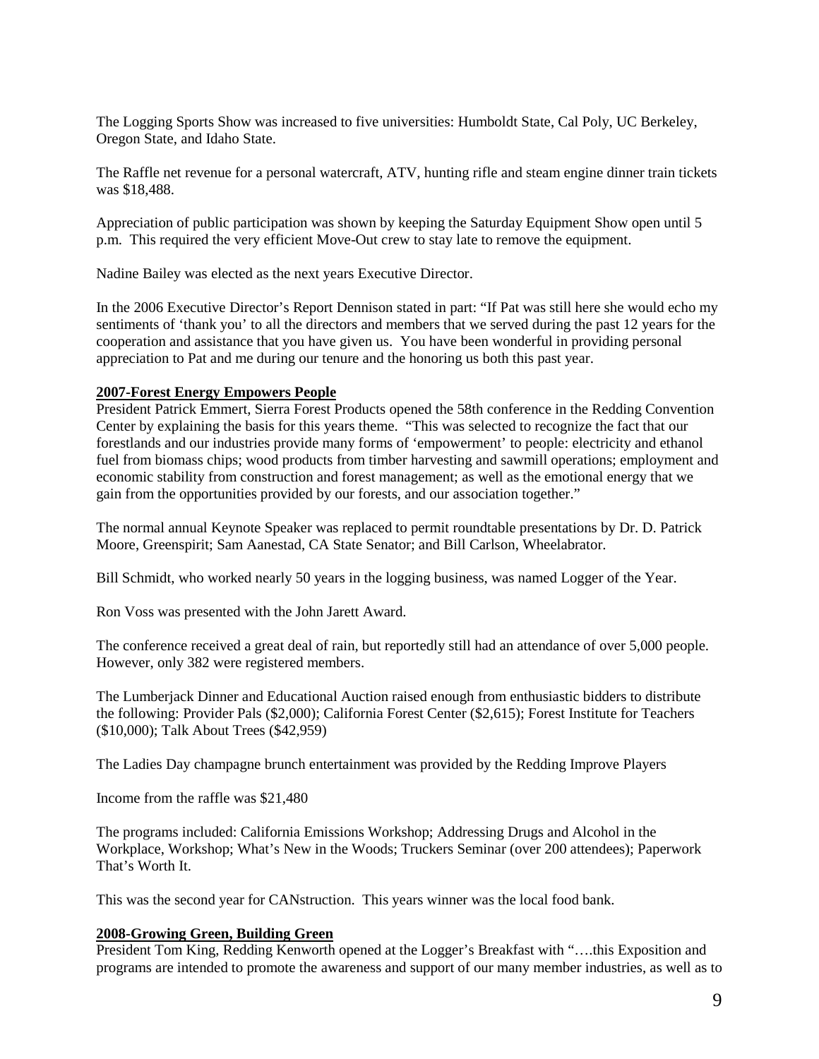The Logging Sports Show was increased to five universities: Humboldt State, Cal Poly, UC Berkeley, Oregon State, and Idaho State.

The Raffle net revenue for a personal watercraft, ATV, hunting rifle and steam engine dinner train tickets was $18,488.

Appreciation of public participation was shown by keeping the Saturday Equipment Show open until 5 p.m. This required the very efficient Move-Out crew to stay late to remove the equipment.

Nadine Bailey was elected as the next years Executive Director.

In the 2006 Executive Director's Report Dennison stated in part: "If Pat was still here she would echo my sentiments of 'thank you' to all the directors and members that we served during the past 12 years for the cooperation and assistance that you have given us. You have been wonderful in providing personal appreciation to Pat and me during our tenure and the honoring us both this past year.

**2007-Forest Energy Empowers People**

President Patrick Emmert, Sierra Forest Products opened the 58th conference in the Redding Convention Center by explaining the basis for this years theme. "This was selected to recognize the fact that our forestlands and our industries provide many forms of 'empowerment' to people: electricity and ethanol fuel from biomass chips; wood products from timber harvesting and sawmill operations; employment and economic stability from construction and forest management; as well as the emotional energy that we gain from the opportunities provided by our forests, and our association together."

The normal annual Keynote Speaker was replaced to permit roundtable presentations by Dr. D. Patrick Moore, Greenspirit; Sam Aanestad, CA State Senator; and Bill Carlson, Wheelabrator.

Bill Schmidt, who worked nearly 50 years in the logging business, was named Logger of the Year.

Ron Voss was presented with the John Jarett Award.

The conference received a great deal of rain, but reportedly still had an attendance of over 5,000 people. However, only 382 were registered members.

The Lumberjack Dinner and Educational Auction raised enough from enthusiastic bidders to distribute the following: Provider Pals ($2,000); California Forest Center ($2,615); Forest Institute for Teachers ($10,000); Talk About Trees ($42,959)

The Ladies Day champagne brunch entertainment was provided by the Redding Improve Players

Income from the raffle was $21,480

The programs included: California Emissions Workshop; Addressing Drugs and Alcohol in the Workplace, Workshop; What's New in the Woods; Truckers Seminar (over 200 attendees); Paperwork That's Worth It.

This was the second year for CANstruction. This years winner was the local food bank.

**2008-Growing Green, Building Green**

President Tom King, Redding Kenworth opened at the Logger's Breakfast with "….this Exposition and programs are intended to promote the awareness and support of our many member industries, as well as to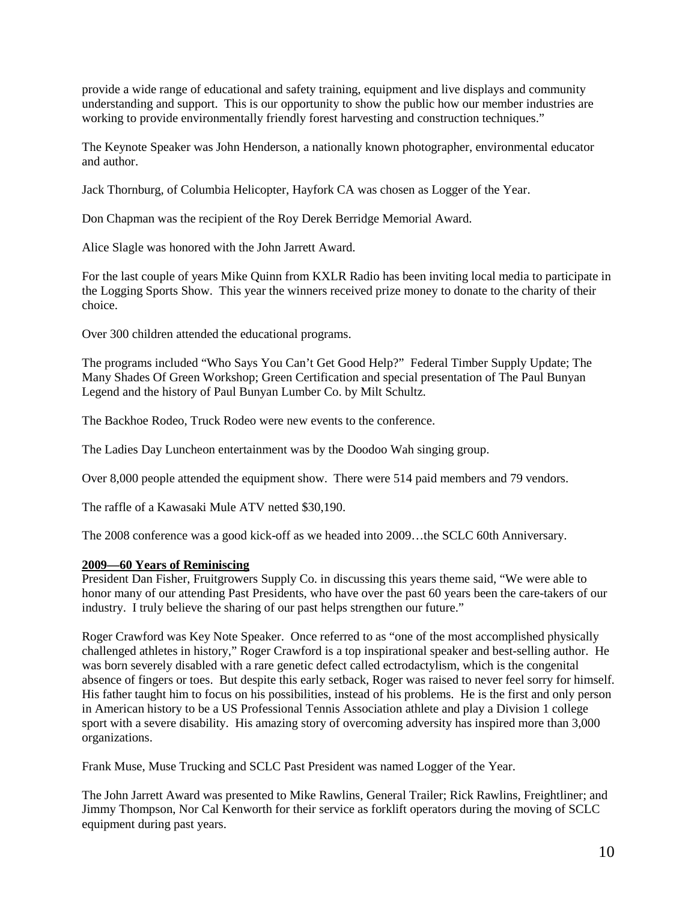provide a wide range of educational and safety training, equipment and live displays and community understanding and support. This is our opportunity to show the public how our member industries are working to provide environmentally friendly forest harvesting and construction techniques."

The Keynote Speaker was John Henderson, a nationally known photographer, environmental educator and author.

Jack Thornburg, of Columbia Helicopter, Hayfork CA was chosen as Logger of the Year.

Don Chapman was the recipient of the Roy Derek Berridge Memorial Award.

Alice Slagle was honored with the John Jarrett Award.

For the last couple of years Mike Quinn from KXLR Radio has been inviting local media to participate in the Logging Sports Show. This year the winners received prize money to donate to the charity of their choice.

Over 300 children attended the educational programs.

The programs included "Who Says You Can't Get Good Help?" Federal Timber Supply Update; The Many Shades Of Green Workshop; Green Certification and special presentation of The Paul Bunyan Legend and the history of Paul Bunyan Lumber Co. by Milt Schultz.

The Backhoe Rodeo, Truck Rodeo were new events to the conference.

The Ladies Day Luncheon entertainment was by the Doodoo Wah singing group.

Over 8,000 people attended the equipment show. There were 514 paid members and 79 vendors.

The raffle of a Kawasaki Mule ATV netted $30,190.

The 2008 conference was a good kick-off as we headed into 2009…the SCLC 60th Anniversary.

**2009—60 Years of Reminiscing**

President Dan Fisher, Fruitgrowers Supply Co. in discussing this years theme said, "We were able to honor many of our attending Past Presidents, who have over the past 60 years been the care-takers of our industry. I truly believe the sharing of our past helps strengthen our future."

Roger Crawford was Key Note Speaker. Once referred to as "one of the most accomplished physically challenged athletes in history," Roger Crawford is a top inspirational speaker and best-selling author. He was born severely disabled with a rare genetic defect called ectrodactylism, which is the congenital absence of fingers or toes. But despite this early setback, Roger was raised to never feel sorry for himself. His father taught him to focus on his possibilities, instead of his problems. He is the first and only person in American history to be a US Professional Tennis Association athlete and play a Division 1 college sport with a severe disability. His amazing story of overcoming adversity has inspired more than 3,000 organizations.

Frank Muse, Muse Trucking and SCLC Past President was named Logger of the Year.

The John Jarrett Award was presented to Mike Rawlins, General Trailer; Rick Rawlins, Freightliner; and Jimmy Thompson, Nor Cal Kenworth for their service as forklift operators during the moving of SCLC equipment during past years.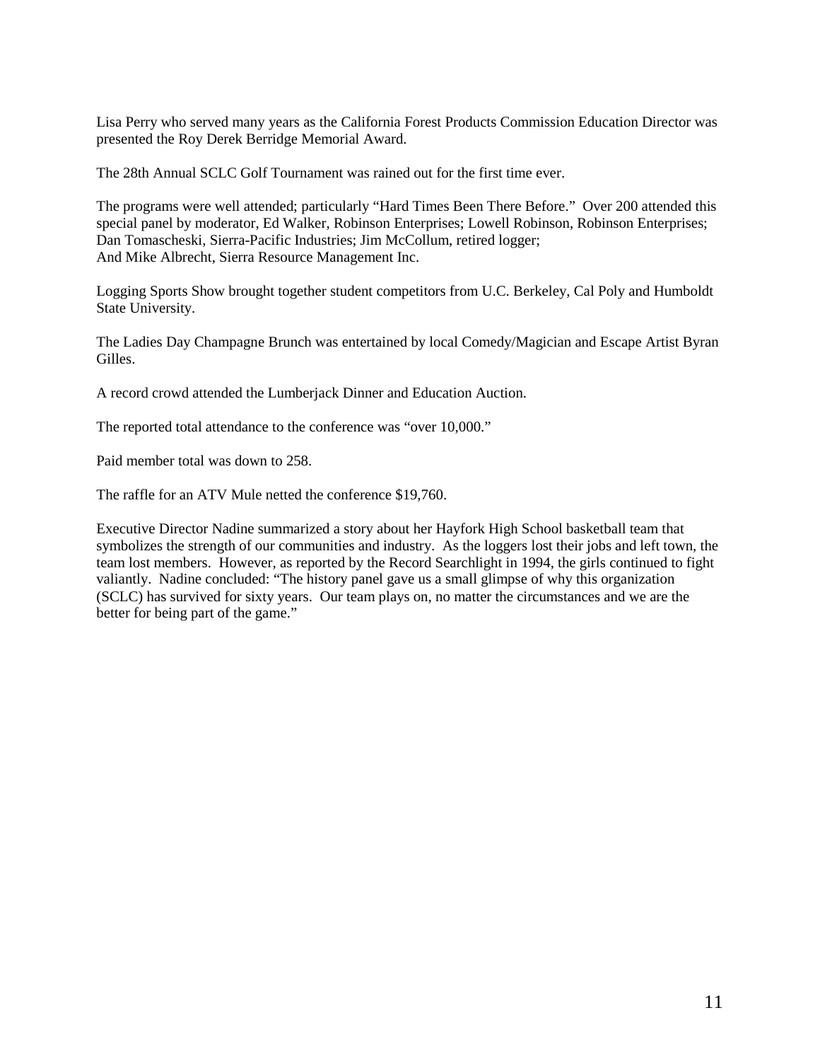Lisa Perry who served many years as the California Forest Products Commission Education Director was presented the Roy Derek Berridge Memorial Award.

The 28th Annual SCLC Golf Tournament was rained out for the first time ever.

The programs were well attended; particularly "Hard Times Been There Before." Over 200 attended this special panel by moderator, Ed Walker, Robinson Enterprises; Lowell Robinson, Robinson Enterprises; Dan Tomascheski, Sierra-Pacific Industries; Jim McCollum, retired logger;
And Mike Albrecht, Sierra Resource Management Inc.

Logging Sports Show brought together student competitors from U.C. Berkeley, Cal Poly and Humboldt State University.

The Ladies Day Champagne Brunch was entertained by local Comedy/Magician and Escape Artist Byran Gilles.

A record crowd attended the Lumberjack Dinner and Education Auction.

The reported total attendance to the conference was "over 10,000."

Paid member total was down to 258.

The raffle for an ATV Mule netted the conference $19,760.

Executive Director Nadine summarized a story about her Hayfork High School basketball team that symbolizes the strength of our communities and industry. As the loggers lost their jobs and left town, the team lost members. However, as reported by the Record Searchlight in 1994, the girls continued to fight valiantly. Nadine concluded: "The history panel gave us a small glimpse of why this organization (SCLC) has survived for sixty years. Our team plays on, no matter the circumstances and we are the better for being part of the game."